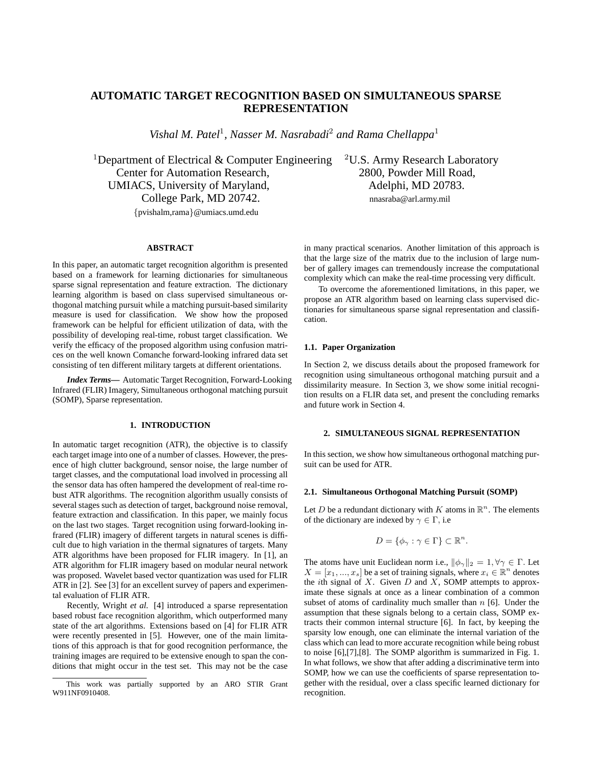# AUTOMATIC TARGET RECOGNITION BASED ON SIMULTANEOUS SPARSE REPRESENTATION

*Vishal M. Patel*[1], *Nasser M. Nasrabadi*[2] *and Rama Chellappa*[1]

[1]Department of Electrical & Computer Engineering
Center for Automation Research,
UMIACS, University of Maryland,
College Park, MD 20742.
{pvishalm,rama}@umiacs.umd.edu

[2]U.S. Army Research Laboratory
2800, Powder Mill Road,
Adelphi, MD 20783.
nnasraba@arl.army.mil

## ABSTRACT

In this paper, an automatic target recognition algorithm is presented based on a framework for learning dictionaries for simultaneous sparse signal representation and feature extraction. The dictionary learning algorithm is based on class supervised simultaneous orthogonal matching pursuit while a matching pursuit-based similarity measure is used for classification. We show how the proposed framework can be helpful for efficient utilization of data, with the possibility of developing real-time, robust target classification. We verify the efficacy of the proposed algorithm using confusion matrices on the well known Comanche forward-looking infrared data set consisting of ten different military targets at different orientations.

***Index Terms*—** Automatic Target Recognition, Forward-Looking Infrared (FLIR) Imagery, Simultaneous orthogonal matching pursuit (SOMP), Sparse representation.

## 1. INTRODUCTION

In automatic target recognition (ATR), the objective is to classify each target image into one of a number of classes. However, the presence of high clutter background, sensor noise, the large number of target classes, and the computational load involved in processing all the sensor data has often hampered the development of real-time robust ATR algorithms. The recognition algorithm usually consists of several stages such as detection of target, background noise removal, feature extraction and classification. In this paper, we mainly focus on the last two stages. Target recognition using forward-looking infrared (FLIR) imagery of different targets in natural scenes is difficult due to high variation in the thermal signatures of targets. Many ATR algorithms have been proposed for FLIR imagery. In [1], an ATR algorithm for FLIR imagery based on modular neural network was proposed. Wavelet based vector quantization was used for FLIR ATR in [2]. See [3] for an excellent survey of papers and experimental evaluation of FLIR ATR.

Recently, Wright *et al.* [4] introduced a sparse representation based robust face recognition algorithm, which outperformed many state of the art algorithms. Extensions based on [4] for FLIR ATR were recently presented in [5]. However, one of the main limitations of this approach is that for good recognition performance, the training images are required to be extensive enough to span the conditions that might occur in the test set. This may not be the case in many practical scenarios. Another limitation of this approach is that the large size of the matrix due to the inclusion of large number of gallery images can tremendously increase the computational complexity which can make the real-time processing very difficult.

To overcome the aforementioned limitations, in this paper, we propose an ATR algorithm based on learning class supervised dictionaries for simultaneous sparse signal representation and classification.

### 1.1. Paper Organization

In Section 2, we discuss details about the proposed framework for recognition using simultaneous orthogonal matching pursuit and a dissimilarity measure. In Section 3, we show some initial recognition results on a FLIR data set, and present the concluding remarks and future work in Section 4.

## 2. SIMULTANEOUS SIGNAL REPRESENTATION

In this section, we show how simultaneous orthogonal matching pursuit can be used for ATR.

### 2.1. Simultaneous Orthogonal Matching Pursuit (SOMP)

Let $D$ be a redundant dictionary with $K$ atoms in $\mathbb{R}^n$. The elements of the dictionary are indexed by $\gamma \in \Gamma$, i.e

$$D = \{\phi_\gamma : \gamma \in \Gamma\} \subset \mathbb{R}^n.$$

The atoms have unit Euclidean norm i.e., $\|\phi_\gamma\|_2 = 1, \forall \gamma \in \Gamma$. Let $X = [x_1, ..., x_s]$ be a set of training signals, where $x_i \in \mathbb{R}^n$ denotes the $i$th signal of $X$. Given $D$ and $X$, SOMP attempts to approximate these signals at once as a linear combination of a common subset of atoms of cardinality much smaller than $n$ [6]. Under the assumption that these signals belong to a certain class, SOMP extracts their common internal structure [6]. In fact, by keeping the sparsity low enough, one can eliminate the internal variation of the class which can lead to more accurate recognition while being robust to noise [6],[7],[8]. The SOMP algorithm is summarized in Fig. 1. In what follows, we show that after adding a discriminative term into SOMP, how we can use the coefficients of sparse representation together with the residual, over a class specific learned dictionary for recognition.

This work was partially supported by an ARO STIR Grant W911NF0910408.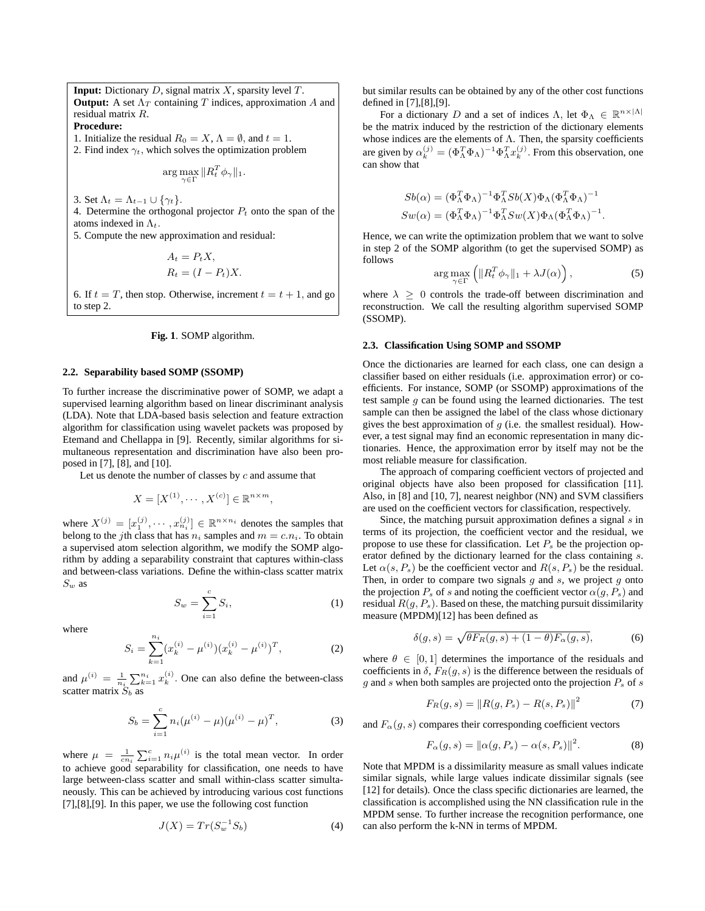**Input:** Dictionary $D$, signal matrix $X$, sparsity level $T$.
**Output:** A set $\Lambda_T$ containing $T$ indices, approximation $A$ and residual matrix $R$.
**Procedure:**

1. Initialize the residual $R_0 = X$, $\Lambda = \emptyset$, and $t = 1$.
2. Find index $\gamma_t$, which solves the optimization problem

$$\arg\max_{\gamma \in \Gamma} \|R_t^T \phi_\gamma\|_1.$$

3. Set $\Lambda_t = \Lambda_{t-1} \cup \{\gamma_t\}$.
4. Determine the orthogonal projector $P_t$ onto the span of the atoms indexed in $\Lambda_t$.
5. Compute the new approximation and residual:

$$A_t = P_t X,$$
$$R_t = (I - P_t)X.$$

6. If $t = T$, then stop. Otherwise, increment $t = t + 1$, and go to step 2.

**Fig. 1**. SOMP algorithm.

### 2.2. Separability based SOMP (SSOMP)

To further increase the discriminative power of SOMP, we adapt a supervised learning algorithm based on linear discriminant analysis (LDA). Note that LDA-based basis selection and feature extraction algorithm for classification using wavelet packets was proposed by Etemand and Chellappa in [9]. Recently, similar algorithms for simultaneous representation and discrimination have also been proposed in [7], [8], and [10].

Let us denote the number of classes by $c$ and assume that

$$X = [X^{(1)}, \cdots, X^{(c)}] \in \mathbb{R}^{n \times m},$$

where $X^{(j)} = [x_1^{(j)}, \cdots, x_{n_i}^{(j)}] \in \mathbb{R}^{n \times n_i}$ denotes the samples that belong to the $j$th class that has $n_i$ samples and $m = c.n_i$. To obtain a supervised atom selection algorithm, we modify the SOMP algorithm by adding a separability constraint that captures within-class and between-class variations. Define the within-class scatter matrix $S_w$ as

$$S_w = \sum_{i=1}^{c} S_i, \tag{1}$$

where

$$S_i = \sum_{k=1}^{n_i} (x_k^{(i)} - \mu^{(i)})(x_k^{(i)} - \mu^{(i)})^T, \tag{2}$$

and $\mu^{(i)} = \frac{1}{n_i}\sum_{k=1}^{n_i} x_k^{(i)}$. One can also define the between-class scatter matrix $S_b$ as

$$S_b = \sum_{i=1}^{c} n_i (\mu^{(i)} - \mu)(\mu^{(i)} - \mu)^T, \tag{3}$$

where $\mu = \frac{1}{cn_i}\sum_{i=1}^{c} n_i \mu^{(i)}$ is the total mean vector. In order to achieve good separability for classification, one needs to have large between-class scatter and small within-class scatter simultaneously. This can be achieved by introducing various cost functions [7],[8],[9]. In this paper, we use the following cost function

$$J(X) = Tr(S_w^{-1} S_b) \tag{4}$$

but similar results can be obtained by any of the other cost functions defined in [7],[8],[9].

For a dictionary $D$ and a set of indices $\Lambda$, let $\Phi_\Lambda \in \mathbb{R}^{n \times |\Lambda|}$ be the matrix induced by the restriction of the dictionary elements whose indices are the elements of $\Lambda$. Then, the sparsity coefficients are given by $\alpha_k^{(j)} = (\Phi_\Lambda^T \Phi_\Lambda)^{-1} \Phi_\Lambda^T x_k^{(j)}$. From this observation, one can show that

$$Sb(\alpha) = (\Phi_\Lambda^T \Phi_\Lambda)^{-1} \Phi_\Lambda^T Sb(X) \Phi_\Lambda (\Phi_\Lambda^T \Phi_\Lambda)^{-1}$$
$$Sw(\alpha) = (\Phi_\Lambda^T \Phi_\Lambda)^{-1} \Phi_\Lambda^T Sw(X) \Phi_\Lambda (\Phi_\Lambda^T \Phi_\Lambda)^{-1}.$$

Hence, we can write the optimization problem that we want to solve in step 2 of the SOMP algorithm (to get the supervised SOMP) as follows

$$\arg\max_{\gamma \in \Gamma} \left( \|R_t^T \phi_\gamma\|_1 + \lambda J(\alpha) \right), \tag{5}$$

where $\lambda \geq 0$ controls the trade-off between discrimination and reconstruction. We call the resulting algorithm supervised SOMP (SSOMP).

### 2.3. Classification Using SOMP and SSOMP

Once the dictionaries are learned for each class, one can design a classifier based on either residuals (i.e. approximation error) or coefficients. For instance, SOMP (or SSOMP) approximations of the test sample $g$ can be found using the learned dictionaries. The test sample can then be assigned the label of the class whose dictionary gives the best approximation of $g$ (i.e. the smallest residual). However, a test signal may find an economic representation in many dictionaries. Hence, the approximation error by itself may not be the most reliable measure for classification.

The approach of comparing coefficient vectors of projected and original objects have also been proposed for classification [11]. Also, in [8] and [10, 7], nearest neighbor (NN) and SVM classifiers are used on the coefficient vectors for classification, respectively.

Since, the matching pursuit approximation defines a signal $s$ in terms of its projection, the coefficient vector and the residual, we propose to use these for classification. Let $P_s$ be the projection operator defined by the dictionary learned for the class containing $s$. Let $\alpha(s, P_s)$ be the coefficient vector and $R(s, P_s)$ be the residual. Then, in order to compare two signals $g$ and $s$, we project $g$ onto the projection $P_s$ of $s$ and noting the coefficient vector $\alpha(g, P_s)$ and residual $R(g, P_s)$. Based on these, the matching pursuit dissimilarity measure (MPDM)[12] has been defined as

$$\delta(g, s) = \sqrt{\theta F_R(g, s) + (1 - \theta) F_\alpha(g, s)}, \tag{6}$$

where $\theta \in [0, 1]$ determines the importance of the residuals and coefficients in $\delta$, $F_R(g, s)$ is the difference between the residuals of $g$ and $s$ when both samples are projected onto the projection $P_s$ of $s$

$$F_R(g, s) = \|R(g, P_s) - R(s, P_s)\|^2 \tag{7}$$

and $F_\alpha(g, s)$ compares their corresponding coefficient vectors

$$F_\alpha(g, s) = \|\alpha(g, P_s) - \alpha(s, P_s)\|^2. \tag{8}$$

Note that MPDM is a dissimilarity measure as small values indicate similar signals, while large values indicate dissimilar signals (see [12] for details). Once the class specific dictionaries are learned, the classification is accomplished using the NN classification rule in the MPDM sense. To further increase the recognition performance, one can also perform the k-NN in terms of MPDM.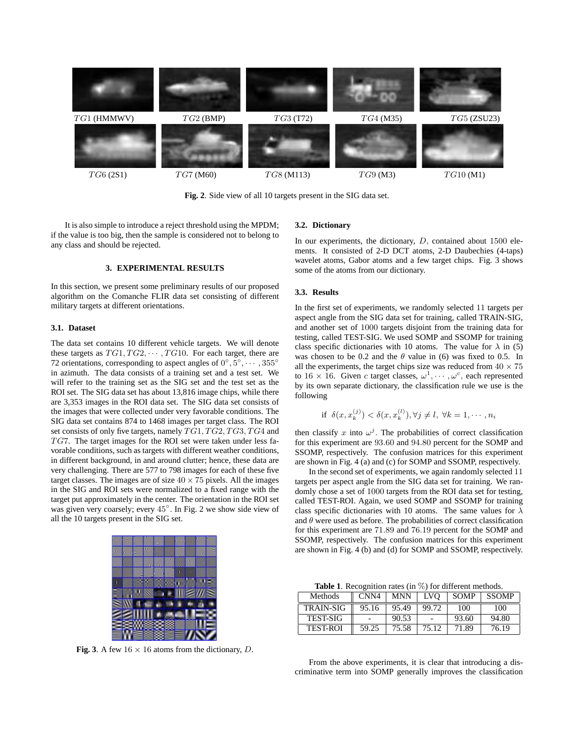$TG1$ (HMMWV) $TG2$ (BMP) $TG3$ (T72) $TG4$ (M35) $TG5$ (ZSU23)

$TG6$ (2S1) $TG7$ (M60) $TG8$ (M113) $TG9$ (M3) $TG10$ (M1)

**Fig. 2**. Side view of all 10 targets present in the SIG data set.

It is also simple to introduce a reject threshold using the MPDM; if the value is too big, then the sample is considered not to belong to any class and should be rejected.

## 3. EXPERIMENTAL RESULTS

In this section, we present some preliminary results of our proposed algorithm on the Comanche FLIR data set consisting of different military targets at different orientations.

### 3.1. Dataset

The data set contains 10 different vehicle targets. We will denote these targets as $TG1, TG2, \cdots, TG10$. For each target, there are 72 orientations, corresponding to aspect angles of $0^{\circ}, 5^{\circ}, \cdots, 355^{\circ}$ in azimuth. The data consists of a training set and a test set. We will refer to the training set as the SIG set and the test set as the ROI set. The SIG data set has about 13,816 image chips, while there are 3,353 images in the ROI data set. The SIG data set consists of the images that were collected under very favorable conditions. The SIG data set contains 874 to 1468 images per target class. The ROI set consists of only five targets, namely $TG1, TG2, TG3, TG4$ and $TG7$. The target images for the ROI set were taken under less favorable conditions, such as targets with different weather conditions, in different background, in and around clutter; hence, these data are very challenging. There are 577 to 798 images for each of these five target classes. The images are of size $40 \times 75$ pixels. All the images in the SIG and ROI sets were normalized to a fixed range with the target put approximately in the center. The orientation in the ROI set was given very coarsely; every $45^{\circ}$. In Fig. 2 we show side view of all the 10 targets present in the SIG set.

**Fig. 3**. A few $16 \times 16$ atoms from the dictionary, $D$.

### 3.2. Dictionary

In our experiments, the dictionary, $D$, contained about $1500$ elements. It consisted of 2-D DCT atoms, 2-D Daubechies (4-taps) wavelet atoms, Gabor atoms and a few target chips. Fig. 3 shows some of the atoms from our dictionary.

### 3.3. Results

In the first set of experiments, we randomly selected $11$ targets per aspect angle from the SIG data set for training, called TRAIN-SIG, and another set of $1000$ targets disjoint from the training data for testing, called TEST-SIG. We used SOMP and SSOMP for training class specific dictionaries with 10 atoms. The value for $\lambda$ in (5) was chosen to be 0.2 and the $\theta$ value in (6) was fixed to 0.5. In all the experiments, the target chips size was reduced from $40 \times 75$ to $16 \times 16$. Given $c$ target classes, $\omega^1, \cdots, \omega^c$, each represented by its own separate dictionary, the classification rule we use is the following

$$\text{if } \delta(x, x_k^{(j)}) < \delta(x, x_k^{(l)}), \forall j \neq l, \ \forall k = 1, \cdots, n_i$$

then classify $x$ into $\omega^j$. The probabilities of correct classification for this experiment are $93.60$ and $94.80$ percent for the SOMP and SSOMP, respectively. The confusion matrices for this experiment are shown in Fig. 4 (a) and (c) for SOMP and SSOMP, respectively.

In the second set of experiments, we again randomly selected $11$ targets per aspect angle from the SIG data set for training. We randomly chose a set of $1000$ targets from the ROI data set for testing, called TEST-ROI. Again, we used SOMP and SSOMP for training class specific dictionaries with 10 atoms. The same values for $\lambda$ and $\theta$ were used as before. The probabilities of correct classification for this experiment are $71.89$ and $76.19$ percent for the SOMP and SSOMP, respectively. The confusion matrices for this experiment are shown in Fig. 4 (b) and (d) for SOMP and SSOMP, respectively.

**Table 1**. Recognition rates (in %) for different methods.

| Methods | CNN4 | MNN | LVQ | SOMP | SSOMP |
|---|---|---|---|---|---|
| TRAIN-SIG | 95.16 | 95.49 | 99.72 | 100 | 100 |
| TEST-SIG | - | 90.53 | - | 93.60 | 94.80 |
| TEST-ROI | 59.25 | 75.58 | 75.12 | 71.89 | 76.19 |

From the above experiments, it is clear that introducing a discriminative term into SOMP generally improves the classification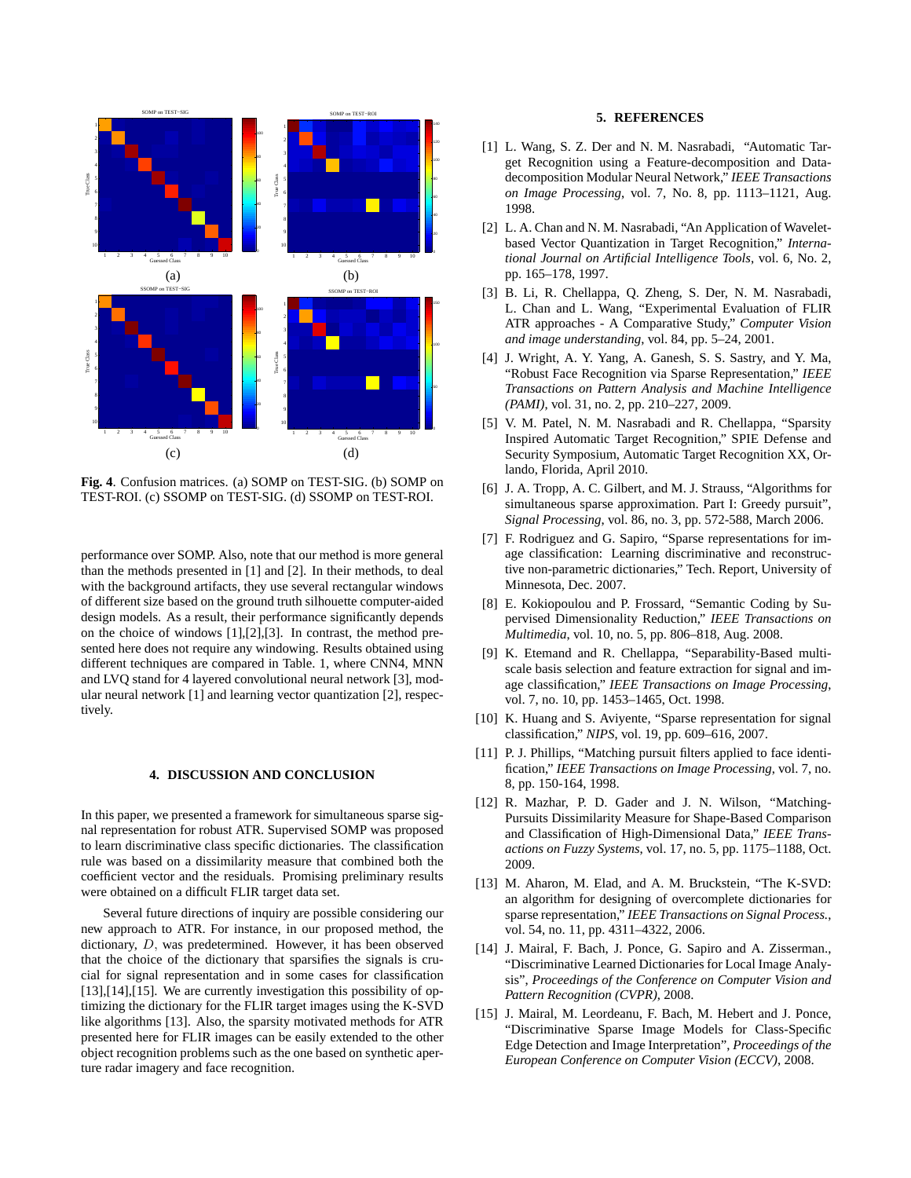SOMP on TEST-SIG

True Class

Guessed Class

(a)

SOMP on TEST-ROI

True Class

Guessed Class

(b)

SSOMP on TEST-SIG

True Class

Guessed Class

(c)

SSOMP on TEST-ROI

True Class

Guessed Class

(d)

**Fig. 4**. Confusion matrices. (a) SOMP on TEST-SIG. (b) SOMP on TEST-ROI. (c) SSOMP on TEST-SIG. (d) SSOMP on TEST-ROI.

performance over SOMP. Also, note that our method is more general than the methods presented in [1] and [2]. In their methods, to deal with the background artifacts, they use several rectangular windows of different size based on the ground truth silhouette computer-aided design models. As a result, their performance significantly depends on the choice of windows [1],[2],[3]. In contrast, the method presented here does not require any windowing. Results obtained using different techniques are compared in Table. 1, where CNN4, MNN and LVQ stand for 4 layered convolutional neural network [3], modular neural network [1] and learning vector quantization [2], respectively.

## 4. DISCUSSION AND CONCLUSION

In this paper, we presented a framework for simultaneous sparse signal representation for robust ATR. Supervised SOMP was proposed to learn discriminative class specific dictionaries. The classification rule was based on a dissimilarity measure that combined both the coefficient vector and the residuals. Promising preliminary results were obtained on a difficult FLIR target data set.

Several future directions of inquiry are possible considering our new approach to ATR. For instance, in our proposed method, the dictionary, $D$, was predetermined. However, it has been observed that the choice of the dictionary that sparsifies the signals is crucial for signal representation and in some cases for classification [13],[14],[15]. We are currently investigation this possibility of optimizing the dictionary for the FLIR target images using the K-SVD like algorithms [13]. Also, the sparsity motivated methods for ATR presented here for FLIR images can be easily extended to the other object recognition problems such as the one based on synthetic aperture radar imagery and face recognition.

## 5. REFERENCES

[1] L. Wang, S. Z. Der and N. M. Nasrabadi, "Automatic Target Recognition using a Feature-decomposition and Data-decomposition Modular Neural Network," *IEEE Transactions on Image Processing*, vol. 7, No. 8, pp. 1113–1121, Aug. 1998.

[2] L. A. Chan and N. M. Nasrabadi, "An Application of Wavelet-based Vector Quantization in Target Recognition," *International Journal on Artificial Intelligence Tools*, vol. 6, No. 2, pp. 165–178, 1997.

[3] B. Li, R. Chellappa, Q. Zheng, S. Der, N. M. Nasrabadi, L. Chan and L. Wang, "Experimental Evaluation of FLIR ATR approaches - A Comparative Study," *Computer Vision and image understanding*, vol. 84, pp. 5–24, 2001.

[4] J. Wright, A. Y. Yang, A. Ganesh, S. S. Sastry, and Y. Ma, "Robust Face Recognition via Sparse Representation," *IEEE Transactions on Pattern Analysis and Machine Intelligence (PAMI)*, vol. 31, no. 2, pp. 210–227, 2009.

[5] V. M. Patel, N. M. Nasrabadi and R. Chellappa, "Sparsity Inspired Automatic Target Recognition," SPIE Defense and Security Symposium, Automatic Target Recognition XX, Orlando, Florida, April 2010.

[6] J. A. Tropp, A. C. Gilbert, and M. J. Strauss, "Algorithms for simultaneous sparse approximation. Part I: Greedy pursuit", *Signal Processing*, vol. 86, no. 3, pp. 572-588, March 2006.

[7] F. Rodriguez and G. Sapiro, "Sparse representations for image classification: Learning discriminative and reconstructive non-parametric dictionaries," Tech. Report, University of Minnesota, Dec. 2007.

[8] E. Kokiopoulou and P. Frossard, "Semantic Coding by Supervised Dimensionality Reduction," *IEEE Transactions on Multimedia*, vol. 10, no. 5, pp. 806–818, Aug. 2008.

[9] K. Etemand and R. Chellappa, "Separability-Based multiscale basis selection and feature extraction for signal and image classification," *IEEE Transactions on Image Processing*, vol. 7, no. 10, pp. 1453–1465, Oct. 1998.

[10] K. Huang and S. Aviyente, "Sparse representation for signal classification," *NIPS*, vol. 19, pp. 609–616, 2007.

[11] P. J. Phillips, "Matching pursuit filters applied to face identification," *IEEE Transactions on Image Processing*, vol. 7, no. 8, pp. 150-164, 1998.

[12] R. Mazhar, P. D. Gader and J. N. Wilson, "Matching-Pursuits Dissimilarity Measure for Shape-Based Comparison and Classification of High-Dimensional Data," *IEEE Transactions on Fuzzy Systems*, vol. 17, no. 5, pp. 1175–1188, Oct. 2009.

[13] M. Aharon, M. Elad, and A. M. Bruckstein, "The K-SVD: an algorithm for designing of overcomplete dictionaries for sparse representation," *IEEE Transactions on Signal Process.*, vol. 54, no. 11, pp. 4311–4322, 2006.

[14] J. Mairal, F. Bach, J. Ponce, G. Sapiro and A. Zisserman., "Discriminative Learned Dictionaries for Local Image Analysis", *Proceedings of the Conference on Computer Vision and Pattern Recognition (CVPR)*, 2008.

[15] J. Mairal, M. Leordeanu, F. Bach, M. Hebert and J. Ponce, "Discriminative Sparse Image Models for Class-Specific Edge Detection and Image Interpretation", *Proceedings of the European Conference on Computer Vision (ECCV)*, 2008.